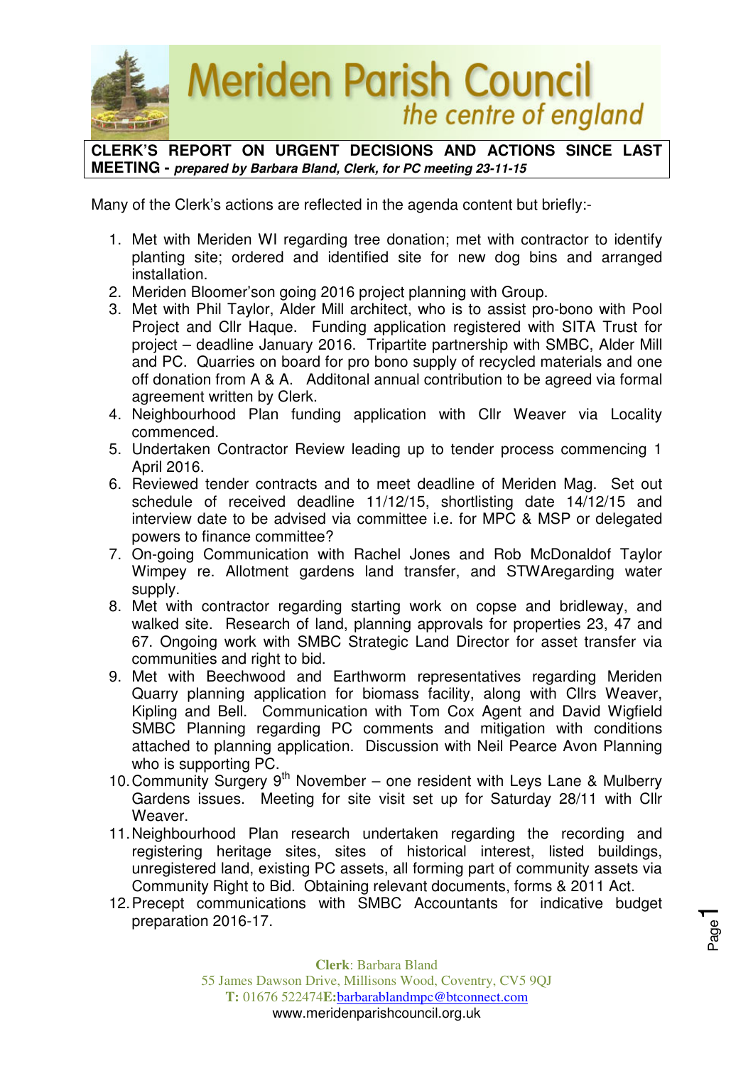# Meriden Parish Council

*the centre of england*

**CLERK'S REPORT ON URGENT DECISIONS AND ACTIONS SINCE LAST MEETING -** ***prepared by Barbara Bland, Clerk, for PC meeting 23-11-15***

Many of the Clerk's actions are reflected in the agenda content but briefly:-

1. Met with Meriden WI regarding tree donation; met with contractor to identify planting site; ordered and identified site for new dog bins and arranged installation.
2. Meriden Bloomer'son going 2016 project planning with Group.
3. Met with Phil Taylor, Alder Mill architect, who is to assist pro-bono with Pool Project and Cllr Haque. Funding application registered with SITA Trust for project – deadline January 2016. Tripartite partnership with SMBC, Alder Mill and PC. Quarries on board for pro bono supply of recycled materials and one off donation from A & A. Additonal annual contribution to be agreed via formal agreement written by Clerk.
4. Neighbourhood Plan funding application with Cllr Weaver via Locality commenced.
5. Undertaken Contractor Review leading up to tender process commencing 1 April 2016.
6. Reviewed tender contracts and to meet deadline of Meriden Mag. Set out schedule of received deadline 11/12/15, shortlisting date 14/12/15 and interview date to be advised via committee i.e. for MPC & MSP or delegated powers to finance committee?
7. On-going Communication with Rachel Jones and Rob McDonaldof Taylor Wimpey re. Allotment gardens land transfer, and STWAregarding water supply.
8. Met with contractor regarding starting work on copse and bridleway, and walked site. Research of land, planning approvals for properties 23, 47 and 67. Ongoing work with SMBC Strategic Land Director for asset transfer via communities and right to bid.
9. Met with Beechwood and Earthworm representatives regarding Meriden Quarry planning application for biomass facility, along with Cllrs Weaver, Kipling and Bell. Communication with Tom Cox Agent and David Wigfield SMBC Planning regarding PC comments and mitigation with conditions attached to planning application. Discussion with Neil Pearce Avon Planning who is supporting PC.
10. Community Surgery 9th November – one resident with Leys Lane & Mulberry Gardens issues. Meeting for site visit set up for Saturday 28/11 with Cllr Weaver.
11. Neighbourhood Plan research undertaken regarding the recording and registering heritage sites, sites of historical interest, listed buildings, unregistered land, existing PC assets, all forming part of community assets via Community Right to Bid. Obtaining relevant documents, forms & 2011 Act.
12. Precept communications with SMBC Accountants for indicative budget preparation 2016-17.

**Clerk**: Barbara Bland
55 James Dawson Drive, Millisons Wood, Coventry, CV5 9QJ
**T:** 01676 522474**E:**barbarablandmpc@btconnect.com
www.meridenparishcouncil.org.uk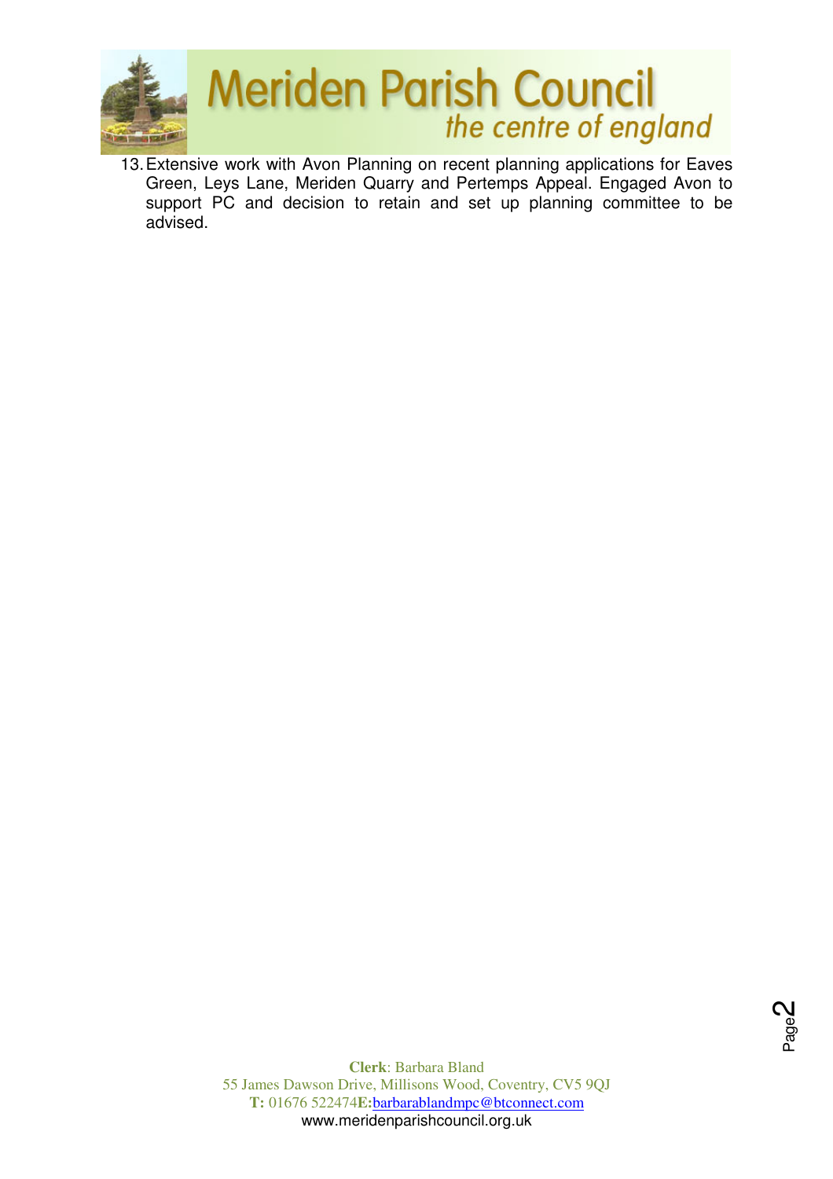13. Extensive work with Avon Planning on recent planning applications for Eaves Green, Leys Lane, Meriden Quarry and Pertemps Appeal. Engaged Avon to support PC and decision to retain and set up planning committee to be advised.